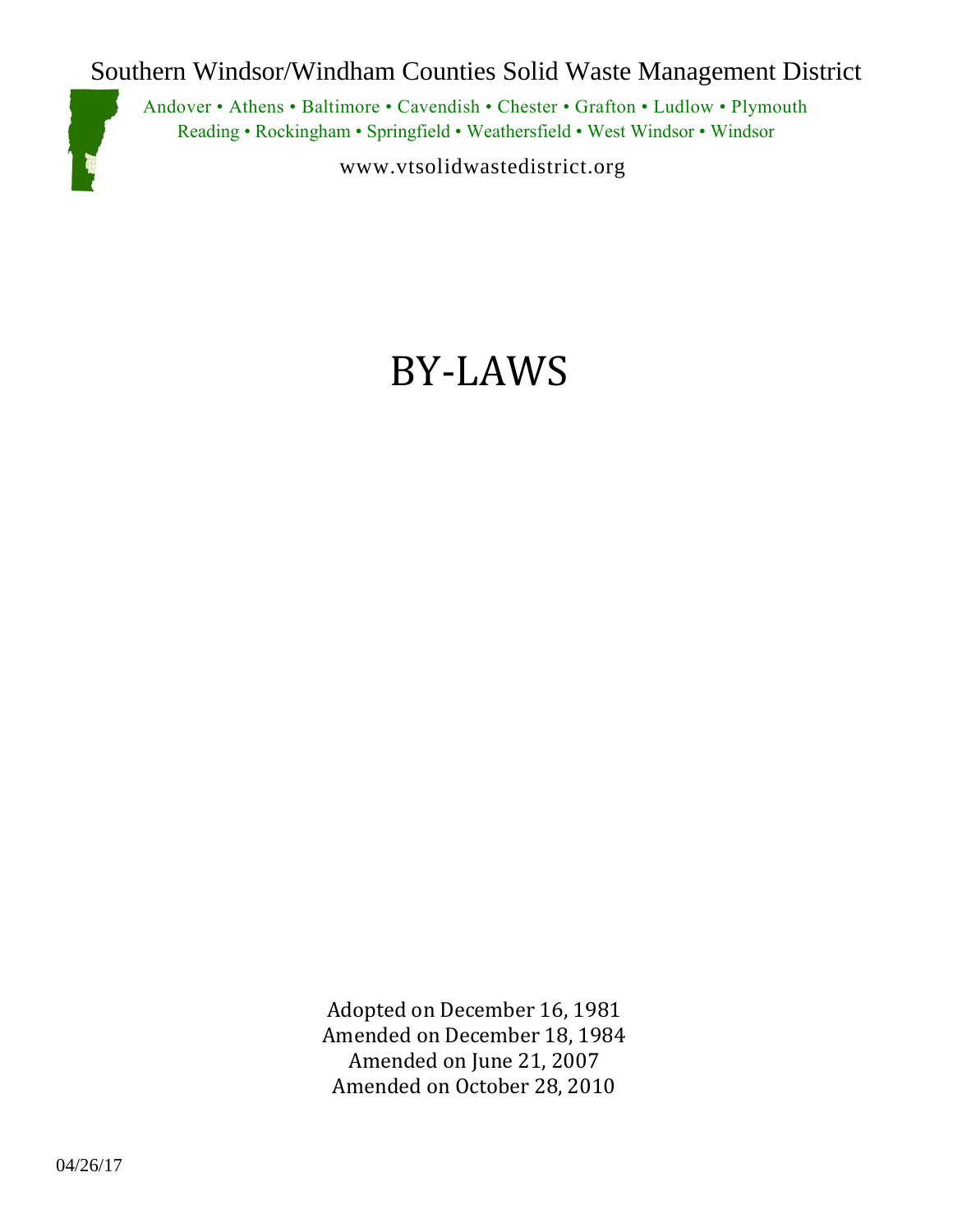Southern Windsor/Windham Counties Solid Waste Management District

Andover • Athens • Baltimore • Cavendish • Chester • Grafton • Ludlow • Plymouth
Reading • Rockingham • Springfield • Weathersfield • West Windsor • Windsor

www.vtsolidwastedistrict.org

# BY-LAWS

Adopted on December 16, 1981
Amended on December 18, 1984
Amended on June 21, 2007
Amended on October 28, 2010

04/26/17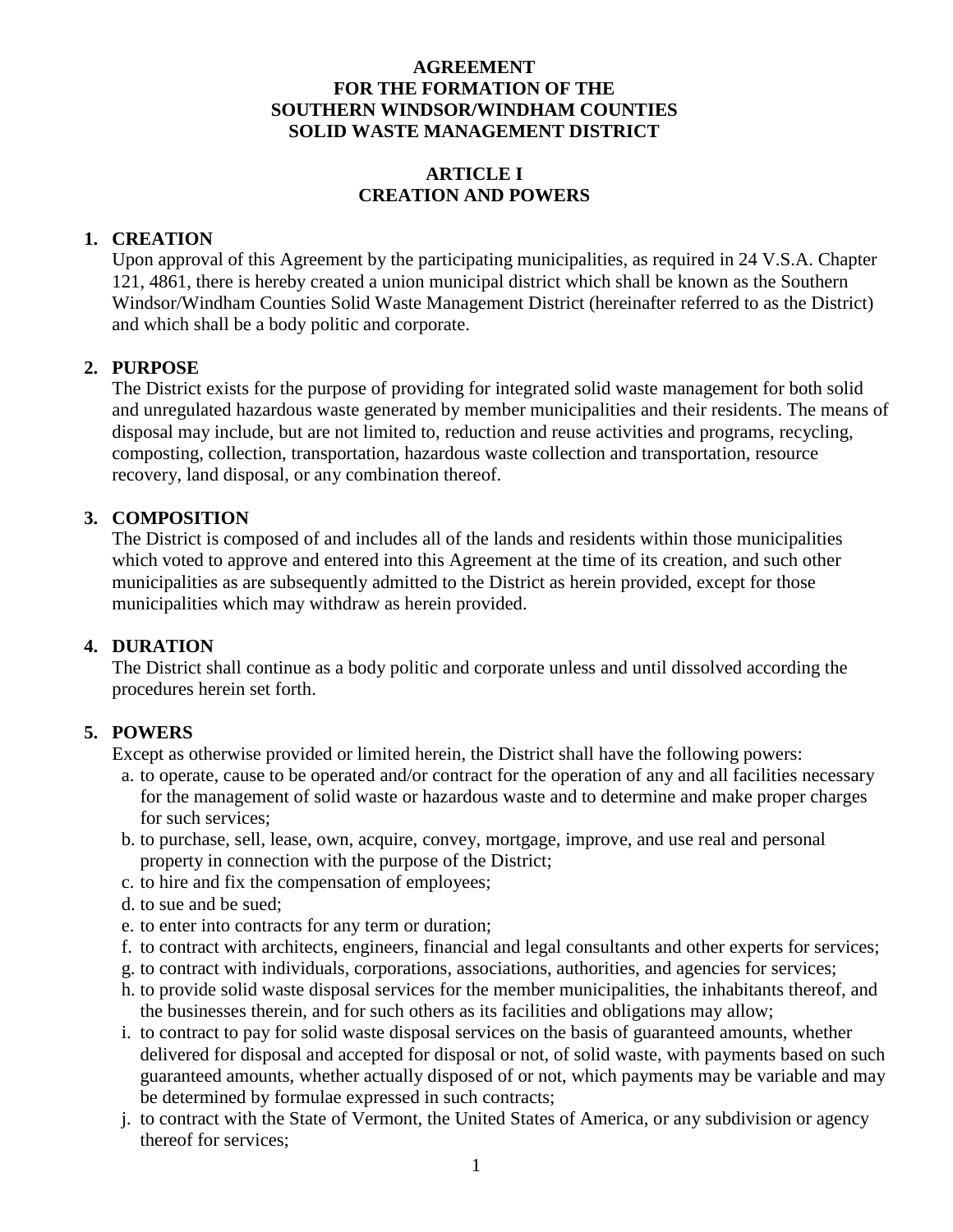# AGREEMENT
# FOR THE FORMATION OF THE
# SOUTHERN WINDSOR/WINDHAM COUNTIES
# SOLID WASTE MANAGEMENT DISTRICT

## ARTICLE I
## CREATION AND POWERS

### 1. CREATION

Upon approval of this Agreement by the participating municipalities, as required in 24 V.S.A. Chapter 121, 4861, there is hereby created a union municipal district which shall be known as the Southern Windsor/Windham Counties Solid Waste Management District (hereinafter referred to as the District) and which shall be a body politic and corporate.

### 2. PURPOSE

The District exists for the purpose of providing for integrated solid waste management for both solid and unregulated hazardous waste generated by member municipalities and their residents. The means of disposal may include, but are not limited to, reduction and reuse activities and programs, recycling, composting, collection, transportation, hazardous waste collection and transportation, resource recovery, land disposal, or any combination thereof.

### 3. COMPOSITION

The District is composed of and includes all of the lands and residents within those municipalities which voted to approve and entered into this Agreement at the time of its creation, and such other municipalities as are subsequently admitted to the District as herein provided, except for those municipalities which may withdraw as herein provided.

### 4. DURATION

The District shall continue as a body politic and corporate unless and until dissolved according the procedures herein set forth.

### 5. POWERS

Except as otherwise provided or limited herein, the District shall have the following powers:

a. to operate, cause to be operated and/or contract for the operation of any and all facilities necessary for the management of solid waste or hazardous waste and to determine and make proper charges for such services;
b. to purchase, sell, lease, own, acquire, convey, mortgage, improve, and use real and personal property in connection with the purpose of the District;
c. to hire and fix the compensation of employees;
d. to sue and be sued;
e. to enter into contracts for any term or duration;
f. to contract with architects, engineers, financial and legal consultants and other experts for services;
g. to contract with individuals, corporations, associations, authorities, and agencies for services;
h. to provide solid waste disposal services for the member municipalities, the inhabitants thereof, and the businesses therein, and for such others as its facilities and obligations may allow;
i. to contract to pay for solid waste disposal services on the basis of guaranteed amounts, whether delivered for disposal and accepted for disposal or not, of solid waste, with payments based on such guaranteed amounts, whether actually disposed of or not, which payments may be variable and may be determined by formulae expressed in such contracts;
j. to contract with the State of Vermont, the United States of America, or any subdivision or agency thereof for services;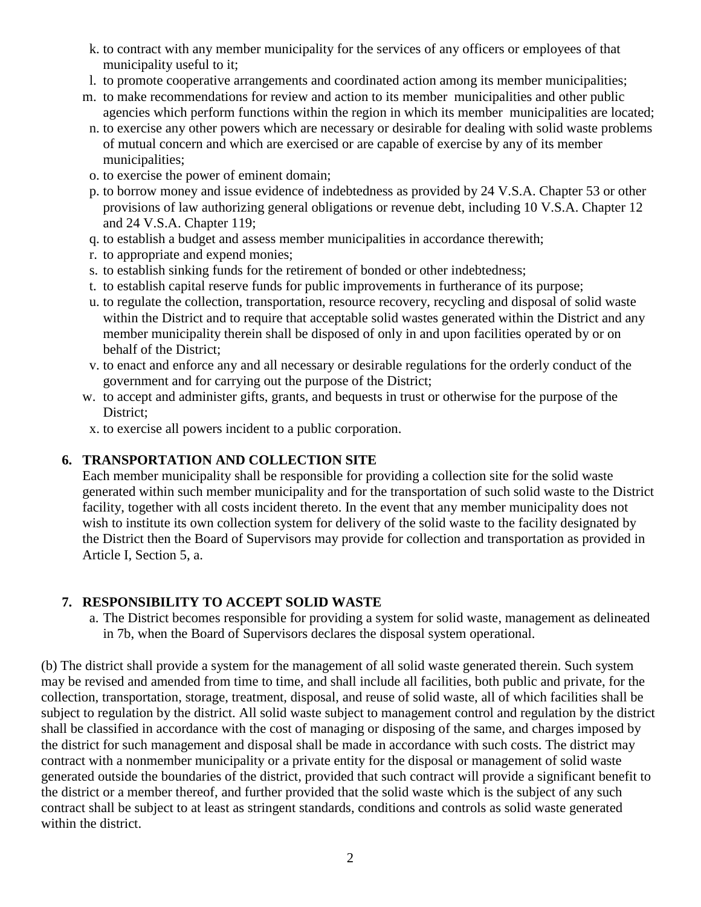k. to contract with any member municipality for the services of any officers or employees of that municipality useful to it;
l. to promote cooperative arrangements and coordinated action among its member municipalities;
m. to make recommendations for review and action to its member municipalities and other public agencies which perform functions within the region in which its member municipalities are located;
n. to exercise any other powers which are necessary or desirable for dealing with solid waste problems of mutual concern and which are exercised or are capable of exercise by any of its member municipalities;
o. to exercise the power of eminent domain;
p. to borrow money and issue evidence of indebtedness as provided by 24 V.S.A. Chapter 53 or other provisions of law authorizing general obligations or revenue debt, including 10 V.S.A. Chapter 12 and 24 V.S.A. Chapter 119;
q. to establish a budget and assess member municipalities in accordance therewith;
r. to appropriate and expend monies;
s. to establish sinking funds for the retirement of bonded or other indebtedness;
t. to establish capital reserve funds for public improvements in furtherance of its purpose;
u. to regulate the collection, transportation, resource recovery, recycling and disposal of solid waste within the District and to require that acceptable solid wastes generated within the District and any member municipality therein shall be disposed of only in and upon facilities operated by or on behalf of the District;
v. to enact and enforce any and all necessary or desirable regulations for the orderly conduct of the government and for carrying out the purpose of the District;
w. to accept and administer gifts, grants, and bequests in trust or otherwise for the purpose of the District;
x. to exercise all powers incident to a public corporation.

### 6. TRANSPORTATION AND COLLECTION SITE

Each member municipality shall be responsible for providing a collection site for the solid waste generated within such member municipality and for the transportation of such solid waste to the District facility, together with all costs incident thereto. In the event that any member municipality does not wish to institute its own collection system for delivery of the solid waste to the facility designated by the District then the Board of Supervisors may provide for collection and transportation as provided in Article I, Section 5, a.

### 7. RESPONSIBILITY TO ACCEPT SOLID WASTE

a. The District becomes responsible for providing a system for solid waste, management as delineated in 7b, when the Board of Supervisors declares the disposal system operational.

(b) The district shall provide a system for the management of all solid waste generated therein. Such system may be revised and amended from time to time, and shall include all facilities, both public and private, for the collection, transportation, storage, treatment, disposal, and reuse of solid waste, all of which facilities shall be subject to regulation by the district. All solid waste subject to management control and regulation by the district shall be classified in accordance with the cost of managing or disposing of the same, and charges imposed by the district for such management and disposal shall be made in accordance with such costs. The district may contract with a nonmember municipality or a private entity for the disposal or management of solid waste generated outside the boundaries of the district, provided that such contract will provide a significant benefit to the district or a member thereof, and further provided that the solid waste which is the subject of any such contract shall be subject to at least as stringent standards, conditions and controls as solid waste generated within the district.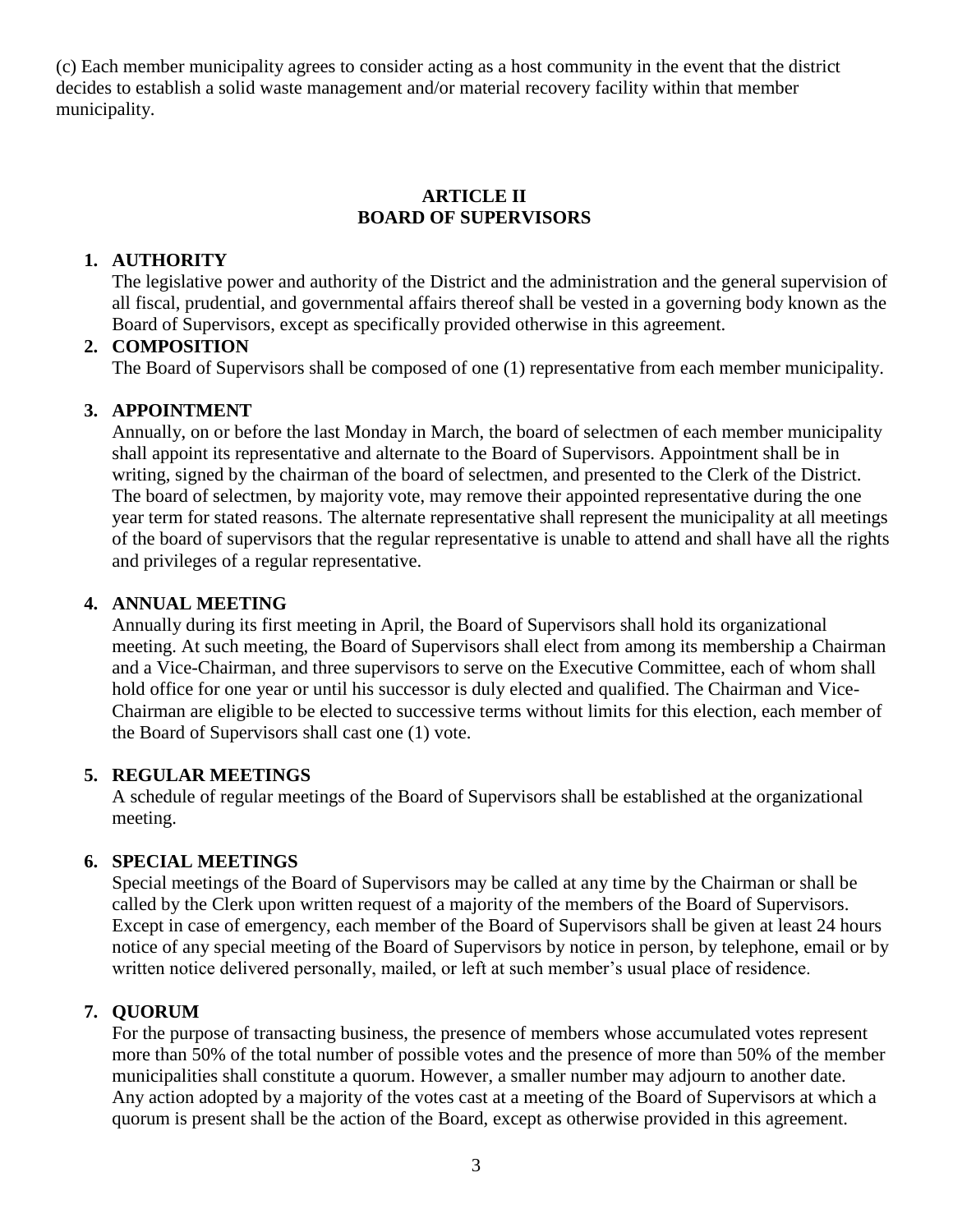(c) Each member municipality agrees to consider acting as a host community in the event that the district decides to establish a solid waste management and/or material recovery facility within that member municipality.

## ARTICLE II
## BOARD OF SUPERVISORS

1. **AUTHORITY**
   The legislative power and authority of the District and the administration and the general supervision of all fiscal, prudential, and governmental affairs thereof shall be vested in a governing body known as the Board of Supervisors, except as specifically provided otherwise in this agreement.

2. **COMPOSITION**
   The Board of Supervisors shall be composed of one (1) representative from each member municipality.

3. **APPOINTMENT**
   Annually, on or before the last Monday in March, the board of selectmen of each member municipality shall appoint its representative and alternate to the Board of Supervisors. Appointment shall be in writing, signed by the chairman of the board of selectmen, and presented to the Clerk of the District. The board of selectmen, by majority vote, may remove their appointed representative during the one year term for stated reasons. The alternate representative shall represent the municipality at all meetings of the board of supervisors that the regular representative is unable to attend and shall have all the rights and privileges of a regular representative.

4. **ANNUAL MEETING**
   Annually during its first meeting in April, the Board of Supervisors shall hold its organizational meeting. At such meeting, the Board of Supervisors shall elect from among its membership a Chairman and a Vice-Chairman, and three supervisors to serve on the Executive Committee, each of whom shall hold office for one year or until his successor is duly elected and qualified. The Chairman and Vice-Chairman are eligible to be elected to successive terms without limits for this election, each member of the Board of Supervisors shall cast one (1) vote.

5. **REGULAR MEETINGS**
   A schedule of regular meetings of the Board of Supervisors shall be established at the organizational meeting.

6. **SPECIAL MEETINGS**
   Special meetings of the Board of Supervisors may be called at any time by the Chairman or shall be called by the Clerk upon written request of a majority of the members of the Board of Supervisors. Except in case of emergency, each member of the Board of Supervisors shall be given at least 24 hours notice of any special meeting of the Board of Supervisors by notice in person, by telephone, email or by written notice delivered personally, mailed, or left at such member's usual place of residence.

7. **QUORUM**
   For the purpose of transacting business, the presence of members whose accumulated votes represent more than 50% of the total number of possible votes and the presence of more than 50% of the member municipalities shall constitute a quorum. However, a smaller number may adjourn to another date. Any action adopted by a majority of the votes cast at a meeting of the Board of Supervisors at which a quorum is present shall be the action of the Board, except as otherwise provided in this agreement.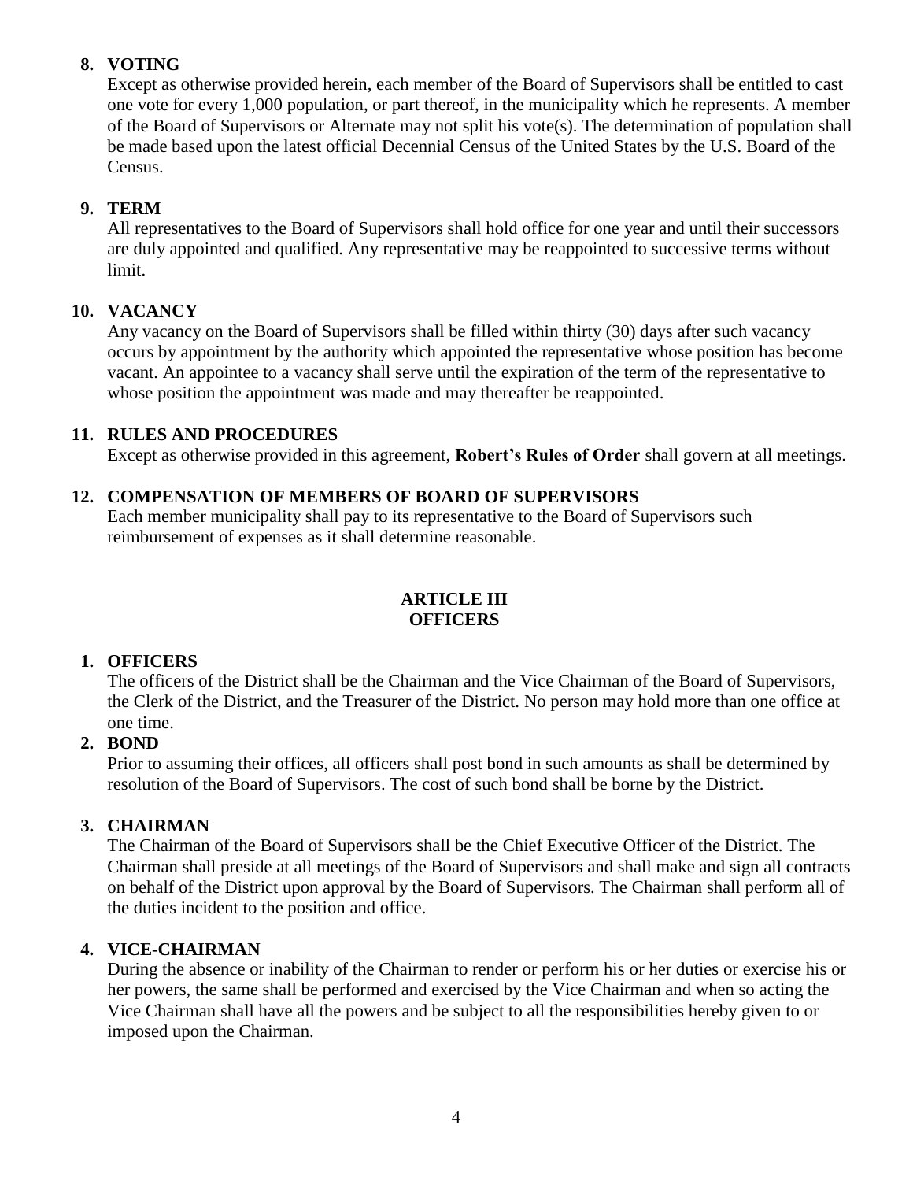**8. VOTING**

Except as otherwise provided herein, each member of the Board of Supervisors shall be entitled to cast one vote for every 1,000 population, or part thereof, in the municipality which he represents. A member of the Board of Supervisors or Alternate may not split his vote(s). The determination of population shall be made based upon the latest official Decennial Census of the United States by the U.S. Board of the Census.

**9. TERM**

All representatives to the Board of Supervisors shall hold office for one year and until their successors are duly appointed and qualified. Any representative may be reappointed to successive terms without limit.

**10. VACANCY**

Any vacancy on the Board of Supervisors shall be filled within thirty (30) days after such vacancy occurs by appointment by the authority which appointed the representative whose position has become vacant. An appointee to a vacancy shall serve until the expiration of the term of the representative to whose position the appointment was made and may thereafter be reappointed.

**11. RULES AND PROCEDURES**

Except as otherwise provided in this agreement, **Robert's Rules of Order** shall govern at all meetings.

**12. COMPENSATION OF MEMBERS OF BOARD OF SUPERVISORS**

Each member municipality shall pay to its representative to the Board of Supervisors such reimbursement of expenses as it shall determine reasonable.

## ARTICLE III
## OFFICERS

**1. OFFICERS**

The officers of the District shall be the Chairman and the Vice Chairman of the Board of Supervisors, the Clerk of the District, and the Treasurer of the District. No person may hold more than one office at one time.

**2. BOND**

Prior to assuming their offices, all officers shall post bond in such amounts as shall be determined by resolution of the Board of Supervisors. The cost of such bond shall be borne by the District.

**3. CHAIRMAN**

The Chairman of the Board of Supervisors shall be the Chief Executive Officer of the District. The Chairman shall preside at all meetings of the Board of Supervisors and shall make and sign all contracts on behalf of the District upon approval by the Board of Supervisors. The Chairman shall perform all of the duties incident to the position and office.

**4. VICE-CHAIRMAN**

During the absence or inability of the Chairman to render or perform his or her duties or exercise his or her powers, the same shall be performed and exercised by the Vice Chairman and when so acting the Vice Chairman shall have all the powers and be subject to all the responsibilities hereby given to or imposed upon the Chairman.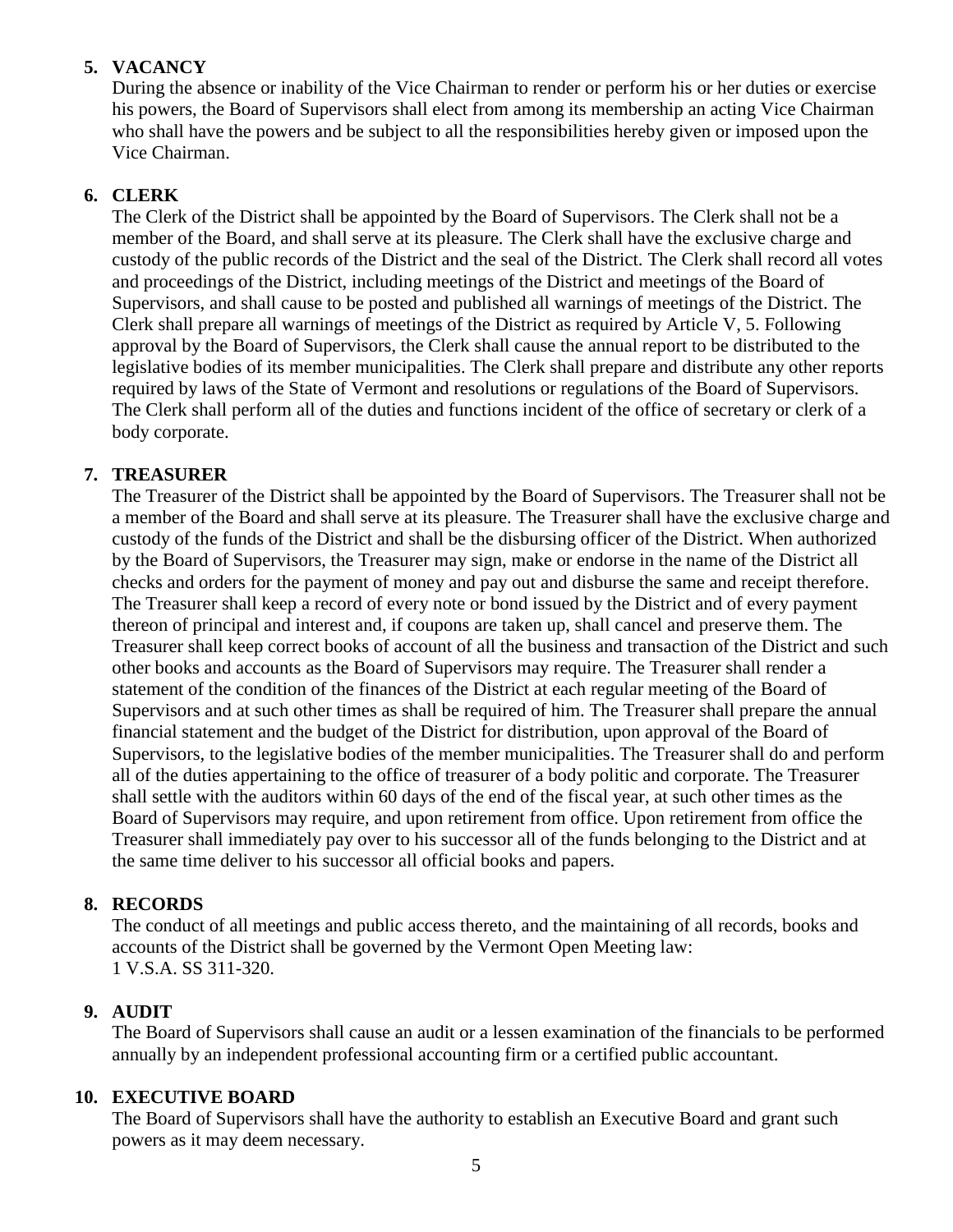**5. VACANCY**

During the absence or inability of the Vice Chairman to render or perform his or her duties or exercise his powers, the Board of Supervisors shall elect from among its membership an acting Vice Chairman who shall have the powers and be subject to all the responsibilities hereby given or imposed upon the Vice Chairman.

**6. CLERK**

The Clerk of the District shall be appointed by the Board of Supervisors. The Clerk shall not be a member of the Board, and shall serve at its pleasure. The Clerk shall have the exclusive charge and custody of the public records of the District and the seal of the District. The Clerk shall record all votes and proceedings of the District, including meetings of the District and meetings of the Board of Supervisors, and shall cause to be posted and published all warnings of meetings of the District. The Clerk shall prepare all warnings of meetings of the District as required by Article V, 5. Following approval by the Board of Supervisors, the Clerk shall cause the annual report to be distributed to the legislative bodies of its member municipalities. The Clerk shall prepare and distribute any other reports required by laws of the State of Vermont and resolutions or regulations of the Board of Supervisors. The Clerk shall perform all of the duties and functions incident of the office of secretary or clerk of a body corporate.

**7. TREASURER**

The Treasurer of the District shall be appointed by the Board of Supervisors. The Treasurer shall not be a member of the Board and shall serve at its pleasure. The Treasurer shall have the exclusive charge and custody of the funds of the District and shall be the disbursing officer of the District. When authorized by the Board of Supervisors, the Treasurer may sign, make or endorse in the name of the District all checks and orders for the payment of money and pay out and disburse the same and receipt therefore. The Treasurer shall keep a record of every note or bond issued by the District and of every payment thereon of principal and interest and, if coupons are taken up, shall cancel and preserve them. The Treasurer shall keep correct books of account of all the business and transaction of the District and such other books and accounts as the Board of Supervisors may require. The Treasurer shall render a statement of the condition of the finances of the District at each regular meeting of the Board of Supervisors and at such other times as shall be required of him. The Treasurer shall prepare the annual financial statement and the budget of the District for distribution, upon approval of the Board of Supervisors, to the legislative bodies of the member municipalities. The Treasurer shall do and perform all of the duties appertaining to the office of treasurer of a body politic and corporate. The Treasurer shall settle with the auditors within 60 days of the end of the fiscal year, at such other times as the Board of Supervisors may require, and upon retirement from office. Upon retirement from office the Treasurer shall immediately pay over to his successor all of the funds belonging to the District and at the same time deliver to his successor all official books and papers.

**8. RECORDS**

The conduct of all meetings and public access thereto, and the maintaining of all records, books and accounts of the District shall be governed by the Vermont Open Meeting law:
1 V.S.A. SS 311-320.

**9. AUDIT**

The Board of Supervisors shall cause an audit or a lessen examination of the financials to be performed annually by an independent professional accounting firm or a certified public accountant.

**10. EXECUTIVE BOARD**

The Board of Supervisors shall have the authority to establish an Executive Board and grant such powers as it may deem necessary.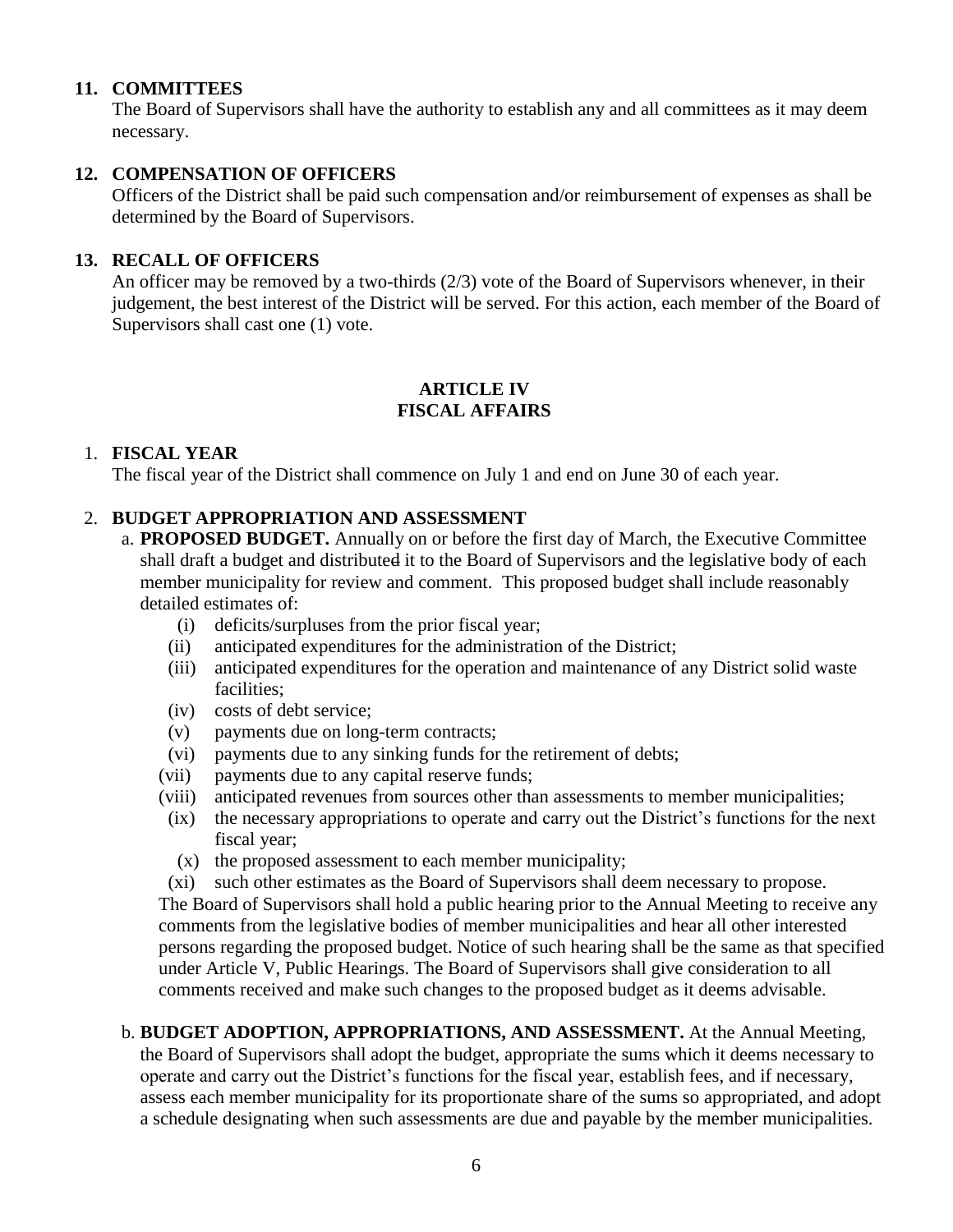**11. COMMITTEES**

The Board of Supervisors shall have the authority to establish any and all committees as it may deem necessary.

**12. COMPENSATION OF OFFICERS**

Officers of the District shall be paid such compensation and/or reimbursement of expenses as shall be determined by the Board of Supervisors.

**13. RECALL OF OFFICERS**

An officer may be removed by a two-thirds (2/3) vote of the Board of Supervisors whenever, in their judgement, the best interest of the District will be served. For this action, each member of the Board of Supervisors shall cast one (1) vote.

## ARTICLE IV
## FISCAL AFFAIRS

1. **FISCAL YEAR**

   The fiscal year of the District shall commence on July 1 and end on June 30 of each year.

2. **BUDGET APPROPRIATION AND ASSESSMENT**

   a. **PROPOSED BUDGET.** Annually on or before the first day of March, the Executive Committee shall draft a budget and distributed it to the Board of Supervisors and the legislative body of each member municipality for review and comment. This proposed budget shall include reasonably detailed estimates of:

      (i) deficits/surpluses from the prior fiscal year;
      (ii) anticipated expenditures for the administration of the District;
      (iii) anticipated expenditures for the operation and maintenance of any District solid waste facilities;
      (iv) costs of debt service;
      (v) payments due on long-term contracts;
      (vi) payments due to any sinking funds for the retirement of debts;
      (vii) payments due to any capital reserve funds;
      (viii) anticipated revenues from sources other than assessments to member municipalities;
      (ix) the necessary appropriations to operate and carry out the District's functions for the next fiscal year;
      (x) the proposed assessment to each member municipality;
      (xi) such other estimates as the Board of Supervisors shall deem necessary to propose.

   The Board of Supervisors shall hold a public hearing prior to the Annual Meeting to receive any comments from the legislative bodies of member municipalities and hear all other interested persons regarding the proposed budget. Notice of such hearing shall be the same as that specified under Article V, Public Hearings. The Board of Supervisors shall give consideration to all comments received and make such changes to the proposed budget as it deems advisable.

   b. **BUDGET ADOPTION, APPROPRIATIONS, AND ASSESSMENT.** At the Annual Meeting, the Board of Supervisors shall adopt the budget, appropriate the sums which it deems necessary to operate and carry out the District's functions for the fiscal year, establish fees, and if necessary, assess each member municipality for its proportionate share of the sums so appropriated, and adopt a schedule designating when such assessments are due and payable by the member municipalities.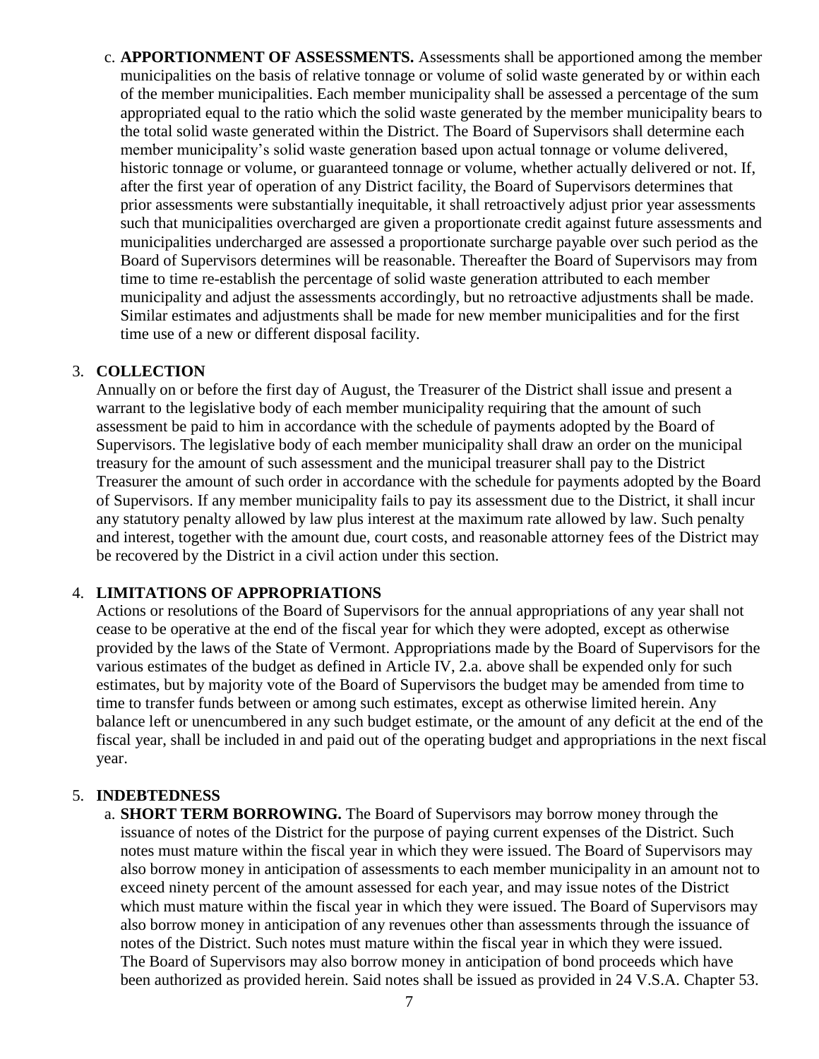c. **APPORTIONMENT OF ASSESSMENTS.** Assessments shall be apportioned among the member municipalities on the basis of relative tonnage or volume of solid waste generated by or within each of the member municipalities. Each member municipality shall be assessed a percentage of the sum appropriated equal to the ratio which the solid waste generated by the member municipality bears to the total solid waste generated within the District. The Board of Supervisors shall determine each member municipality's solid waste generation based upon actual tonnage or volume delivered, historic tonnage or volume, or guaranteed tonnage or volume, whether actually delivered or not. If, after the first year of operation of any District facility, the Board of Supervisors determines that prior assessments were substantially inequitable, it shall retroactively adjust prior year assessments such that municipalities overcharged are given a proportionate credit against future assessments and municipalities undercharged are assessed a proportionate surcharge payable over such period as the Board of Supervisors determines will be reasonable. Thereafter the Board of Supervisors may from time to time re-establish the percentage of solid waste generation attributed to each member municipality and adjust the assessments accordingly, but no retroactive adjustments shall be made. Similar estimates and adjustments shall be made for new member municipalities and for the first time use of a new or different disposal facility.

3. **COLLECTION**

Annually on or before the first day of August, the Treasurer of the District shall issue and present a warrant to the legislative body of each member municipality requiring that the amount of such assessment be paid to him in accordance with the schedule of payments adopted by the Board of Supervisors. The legislative body of each member municipality shall draw an order on the municipal treasury for the amount of such assessment and the municipal treasurer shall pay to the District Treasurer the amount of such order in accordance with the schedule for payments adopted by the Board of Supervisors. If any member municipality fails to pay its assessment due to the District, it shall incur any statutory penalty allowed by law plus interest at the maximum rate allowed by law. Such penalty and interest, together with the amount due, court costs, and reasonable attorney fees of the District may be recovered by the District in a civil action under this section.

4. **LIMITATIONS OF APPROPRIATIONS**

Actions or resolutions of the Board of Supervisors for the annual appropriations of any year shall not cease to be operative at the end of the fiscal year for which they were adopted, except as otherwise provided by the laws of the State of Vermont. Appropriations made by the Board of Supervisors for the various estimates of the budget as defined in Article IV, 2.a. above shall be expended only for such estimates, but by majority vote of the Board of Supervisors the budget may be amended from time to time to transfer funds between or among such estimates, except as otherwise limited herein. Any balance left or unencumbered in any such budget estimate, or the amount of any deficit at the end of the fiscal year, shall be included in and paid out of the operating budget and appropriations in the next fiscal year.

5. **INDEBTEDNESS**

a. **SHORT TERM BORROWING.** The Board of Supervisors may borrow money through the issuance of notes of the District for the purpose of paying current expenses of the District. Such notes must mature within the fiscal year in which they were issued. The Board of Supervisors may also borrow money in anticipation of assessments to each member municipality in an amount not to exceed ninety percent of the amount assessed for each year, and may issue notes of the District which must mature within the fiscal year in which they were issued. The Board of Supervisors may also borrow money in anticipation of any revenues other than assessments through the issuance of notes of the District. Such notes must mature within the fiscal year in which they were issued. The Board of Supervisors may also borrow money in anticipation of bond proceeds which have been authorized as provided herein. Said notes shall be issued as provided in 24 V.S.A. Chapter 53.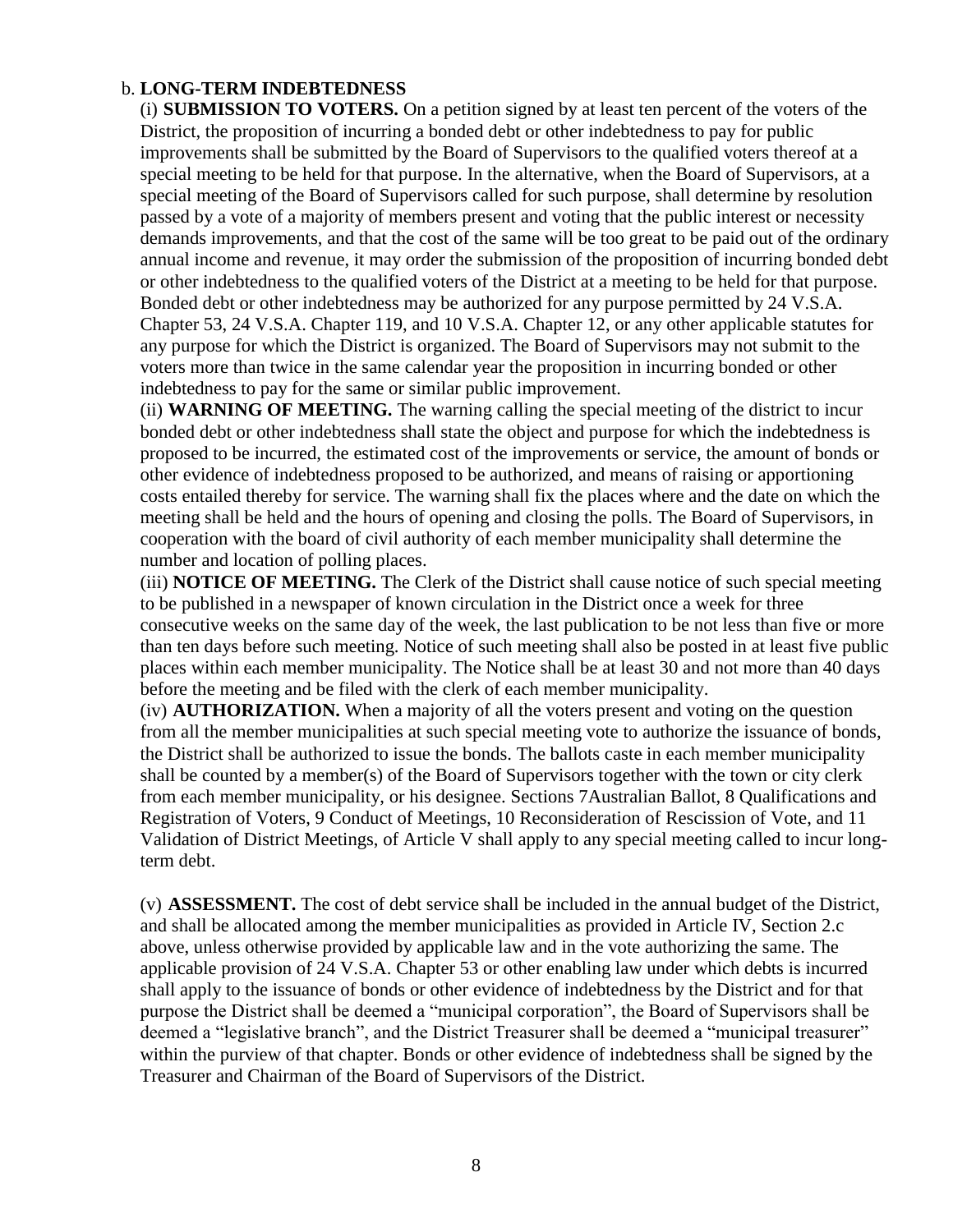b. **LONG-TERM INDEBTEDNESS**

(i) **SUBMISSION TO VOTERS.** On a petition signed by at least ten percent of the voters of the District, the proposition of incurring a bonded debt or other indebtedness to pay for public improvements shall be submitted by the Board of Supervisors to the qualified voters thereof at a special meeting to be held for that purpose. In the alternative, when the Board of Supervisors, at a special meeting of the Board of Supervisors called for such purpose, shall determine by resolution passed by a vote of a majority of members present and voting that the public interest or necessity demands improvements, and that the cost of the same will be too great to be paid out of the ordinary annual income and revenue, it may order the submission of the proposition of incurring bonded debt or other indebtedness to the qualified voters of the District at a meeting to be held for that purpose. Bonded debt or other indebtedness may be authorized for any purpose permitted by 24 V.S.A. Chapter 53, 24 V.S.A. Chapter 119, and 10 V.S.A. Chapter 12, or any other applicable statutes for any purpose for which the District is organized. The Board of Supervisors may not submit to the voters more than twice in the same calendar year the proposition in incurring bonded or other indebtedness to pay for the same or similar public improvement.

(ii) **WARNING OF MEETING.** The warning calling the special meeting of the district to incur bonded debt or other indebtedness shall state the object and purpose for which the indebtedness is proposed to be incurred, the estimated cost of the improvements or service, the amount of bonds or other evidence of indebtedness proposed to be authorized, and means of raising or apportioning costs entailed thereby for service. The warning shall fix the places where and the date on which the meeting shall be held and the hours of opening and closing the polls. The Board of Supervisors, in cooperation with the board of civil authority of each member municipality shall determine the number and location of polling places.

(iii) **NOTICE OF MEETING.** The Clerk of the District shall cause notice of such special meeting to be published in a newspaper of known circulation in the District once a week for three consecutive weeks on the same day of the week, the last publication to be not less than five or more than ten days before such meeting. Notice of such meeting shall also be posted in at least five public places within each member municipality. The Notice shall be at least 30 and not more than 40 days before the meeting and be filed with the clerk of each member municipality.

(iv) **AUTHORIZATION.** When a majority of all the voters present and voting on the question from all the member municipalities at such special meeting vote to authorize the issuance of bonds, the District shall be authorized to issue the bonds. The ballots caste in each member municipality shall be counted by a member(s) of the Board of Supervisors together with the town or city clerk from each member municipality, or his designee. Sections 7Australian Ballot, 8 Qualifications and Registration of Voters, 9 Conduct of Meetings, 10 Reconsideration of Rescission of Vote, and 11 Validation of District Meetings, of Article V shall apply to any special meeting called to incur long-term debt.

(v) **ASSESSMENT.** The cost of debt service shall be included in the annual budget of the District, and shall be allocated among the member municipalities as provided in Article IV, Section 2.c above, unless otherwise provided by applicable law and in the vote authorizing the same. The applicable provision of 24 V.S.A. Chapter 53 or other enabling law under which debts is incurred shall apply to the issuance of bonds or other evidence of indebtedness by the District and for that purpose the District shall be deemed a "municipal corporation", the Board of Supervisors shall be deemed a "legislative branch", and the District Treasurer shall be deemed a "municipal treasurer" within the purview of that chapter. Bonds or other evidence of indebtedness shall be signed by the Treasurer and Chairman of the Board of Supervisors of the District.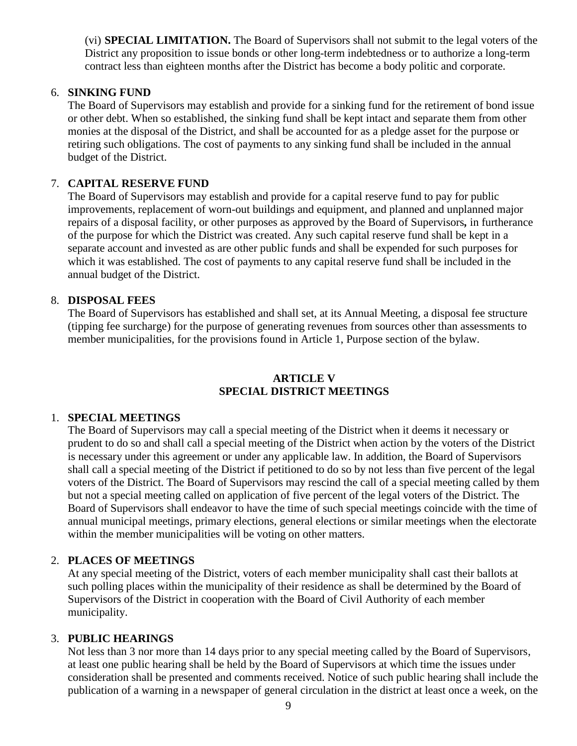(vi) **SPECIAL LIMITATION.** The Board of Supervisors shall not submit to the legal voters of the District any proposition to issue bonds or other long-term indebtedness or to authorize a long-term contract less than eighteen months after the District has become a body politic and corporate.

6. **SINKING FUND**
   The Board of Supervisors may establish and provide for a sinking fund for the retirement of bond issue or other debt. When so established, the sinking fund shall be kept intact and separate them from other monies at the disposal of the District, and shall be accounted for as a pledge asset for the purpose or retiring such obligations. The cost of payments to any sinking fund shall be included in the annual budget of the District.

7. **CAPITAL RESERVE FUND**
   The Board of Supervisors may establish and provide for a capital reserve fund to pay for public improvements, replacement of worn-out buildings and equipment, and planned and unplanned major repairs of a disposal facility, or other purposes as approved by the Board of Supervisors**,** in furtherance of the purpose for which the District was created. Any such capital reserve fund shall be kept in a separate account and invested as are other public funds and shall be expended for such purposes for which it was established. The cost of payments to any capital reserve fund shall be included in the annual budget of the District.

8. **DISPOSAL FEES**
   The Board of Supervisors has established and shall set, at its Annual Meeting, a disposal fee structure (tipping fee surcharge) for the purpose of generating revenues from sources other than assessments to member municipalities, for the provisions found in Article 1, Purpose section of the bylaw.

## ARTICLE V
## SPECIAL DISTRICT MEETINGS

1. **SPECIAL MEETINGS**
   The Board of Supervisors may call a special meeting of the District when it deems it necessary or prudent to do so and shall call a special meeting of the District when action by the voters of the District is necessary under this agreement or under any applicable law. In addition, the Board of Supervisors shall call a special meeting of the District if petitioned to do so by not less than five percent of the legal voters of the District. The Board of Supervisors may rescind the call of a special meeting called by them but not a special meeting called on application of five percent of the legal voters of the District. The Board of Supervisors shall endeavor to have the time of such special meetings coincide with the time of annual municipal meetings, primary elections, general elections or similar meetings when the electorate within the member municipalities will be voting on other matters.

2. **PLACES OF MEETINGS**
   At any special meeting of the District, voters of each member municipality shall cast their ballots at such polling places within the municipality of their residence as shall be determined by the Board of Supervisors of the District in cooperation with the Board of Civil Authority of each member municipality.

3. **PUBLIC HEARINGS**
   Not less than 3 nor more than 14 days prior to any special meeting called by the Board of Supervisors, at least one public hearing shall be held by the Board of Supervisors at which time the issues under consideration shall be presented and comments received. Notice of such public hearing shall include the publication of a warning in a newspaper of general circulation in the district at least once a week, on the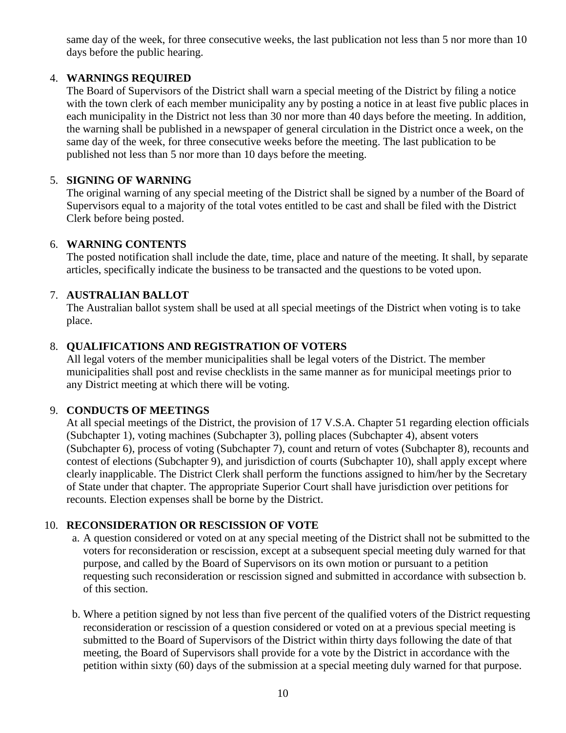same day of the week, for three consecutive weeks, the last publication not less than 5 nor more than 10 days before the public hearing.

4. **WARNINGS REQUIRED**
   The Board of Supervisors of the District shall warn a special meeting of the District by filing a notice with the town clerk of each member municipality any by posting a notice in at least five public places in each municipality in the District not less than 30 nor more than 40 days before the meeting. In addition, the warning shall be published in a newspaper of general circulation in the District once a week, on the same day of the week, for three consecutive weeks before the meeting. The last publication to be published not less than 5 nor more than 10 days before the meeting.

5. **SIGNING OF WARNING**
   The original warning of any special meeting of the District shall be signed by a number of the Board of Supervisors equal to a majority of the total votes entitled to be cast and shall be filed with the District Clerk before being posted.

6. **WARNING CONTENTS**
   The posted notification shall include the date, time, place and nature of the meeting. It shall, by separate articles, specifically indicate the business to be transacted and the questions to be voted upon.

7. **AUSTRALIAN BALLOT**
   The Australian ballot system shall be used at all special meetings of the District when voting is to take place.

8. **QUALIFICATIONS AND REGISTRATION OF VOTERS**
   All legal voters of the member municipalities shall be legal voters of the District. The member municipalities shall post and revise checklists in the same manner as for municipal meetings prior to any District meeting at which there will be voting.

9. **CONDUCTS OF MEETINGS**
   At all special meetings of the District, the provision of 17 V.S.A. Chapter 51 regarding election officials (Subchapter 1), voting machines (Subchapter 3), polling places (Subchapter 4), absent voters (Subchapter 6), process of voting (Subchapter 7), count and return of votes (Subchapter 8), recounts and contest of elections (Subchapter 9), and jurisdiction of courts (Subchapter 10), shall apply except where clearly inapplicable. The District Clerk shall perform the functions assigned to him/her by the Secretary of State under that chapter. The appropriate Superior Court shall have jurisdiction over petitions for recounts. Election expenses shall be borne by the District.

10. **RECONSIDERATION OR RESCISSION OF VOTE**
    a. A question considered or voted on at any special meeting of the District shall not be submitted to the voters for reconsideration or rescission, except at a subsequent special meeting duly warned for that purpose, and called by the Board of Supervisors on its own motion or pursuant to a petition requesting such reconsideration or rescission signed and submitted in accordance with subsection b. of this section.

    b. Where a petition signed by not less than five percent of the qualified voters of the District requesting reconsideration or rescission of a question considered or voted on at a previous special meeting is submitted to the Board of Supervisors of the District within thirty days following the date of that meeting, the Board of Supervisors shall provide for a vote by the District in accordance with the petition within sixty (60) days of the submission at a special meeting duly warned for that purpose.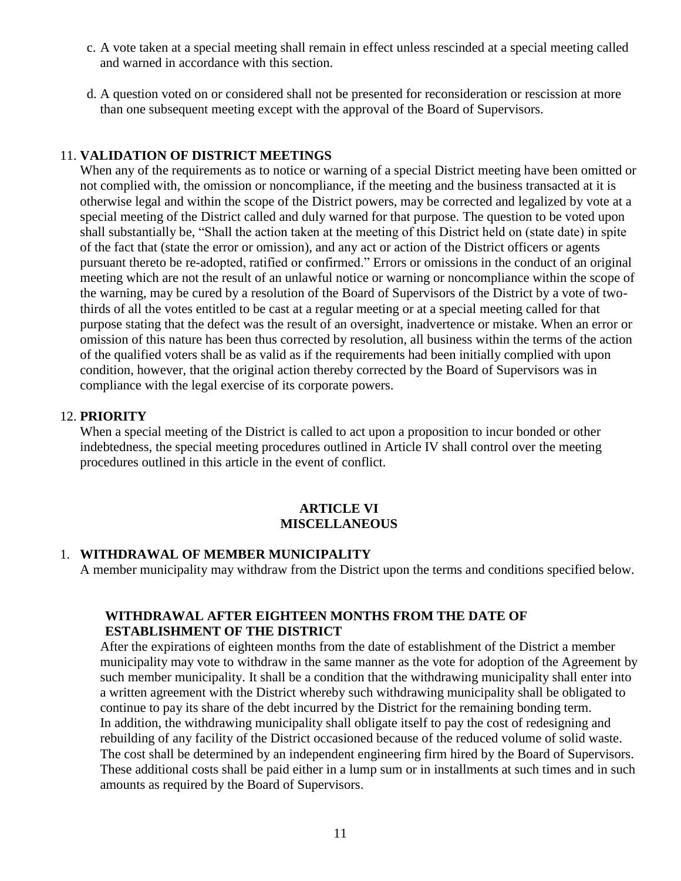c. A vote taken at a special meeting shall remain in effect unless rescinded at a special meeting called and warned in accordance with this section.

d. A question voted on or considered shall not be presented for reconsideration or rescission at more than one subsequent meeting except with the approval of the Board of Supervisors.

11. **VALIDATION OF DISTRICT MEETINGS**

When any of the requirements as to notice or warning of a special District meeting have been omitted or not complied with, the omission or noncompliance, if the meeting and the business transacted at it is otherwise legal and within the scope of the District powers, may be corrected and legalized by vote at a special meeting of the District called and duly warned for that purpose. The question to be voted upon shall substantially be, "Shall the action taken at the meeting of this District held on (state date) in spite of the fact that (state the error or omission), and any act or action of the District officers or agents pursuant thereto be re-adopted, ratified or confirmed." Errors or omissions in the conduct of an original meeting which are not the result of an unlawful notice or warning or noncompliance within the scope of the warning, may be cured by a resolution of the Board of Supervisors of the District by a vote of two-thirds of all the votes entitled to be cast at a regular meeting or at a special meeting called for that purpose stating that the defect was the result of an oversight, inadvertence or mistake. When an error or omission of this nature has been thus corrected by resolution, all business within the terms of the action of the qualified voters shall be as valid as if the requirements had been initially complied with upon condition, however, that the original action thereby corrected by the Board of Supervisors was in compliance with the legal exercise of its corporate powers.

12. **PRIORITY**

When a special meeting of the District is called to act upon a proposition to incur bonded or other indebtedness, the special meeting procedures outlined in Article IV shall control over the meeting procedures outlined in this article in the event of conflict.

## ARTICLE VI
## MISCELLANEOUS

1. **WITHDRAWAL OF MEMBER MUNICIPALITY**

A member municipality may withdraw from the District upon the terms and conditions specified below.

**WITHDRAWAL AFTER EIGHTEEN MONTHS FROM THE DATE OF ESTABLISHMENT OF THE DISTRICT**

After the expirations of eighteen months from the date of establishment of the District a member municipality may vote to withdraw in the same manner as the vote for adoption of the Agreement by such member municipality. It shall be a condition that the withdrawing municipality shall enter into a written agreement with the District whereby such withdrawing municipality shall be obligated to continue to pay its share of the debt incurred by the District for the remaining bonding term. In addition, the withdrawing municipality shall obligate itself to pay the cost of redesigning and rebuilding of any facility of the District occasioned because of the reduced volume of solid waste. The cost shall be determined by an independent engineering firm hired by the Board of Supervisors. These additional costs shall be paid either in a lump sum or in installments at such times and in such amounts as required by the Board of Supervisors.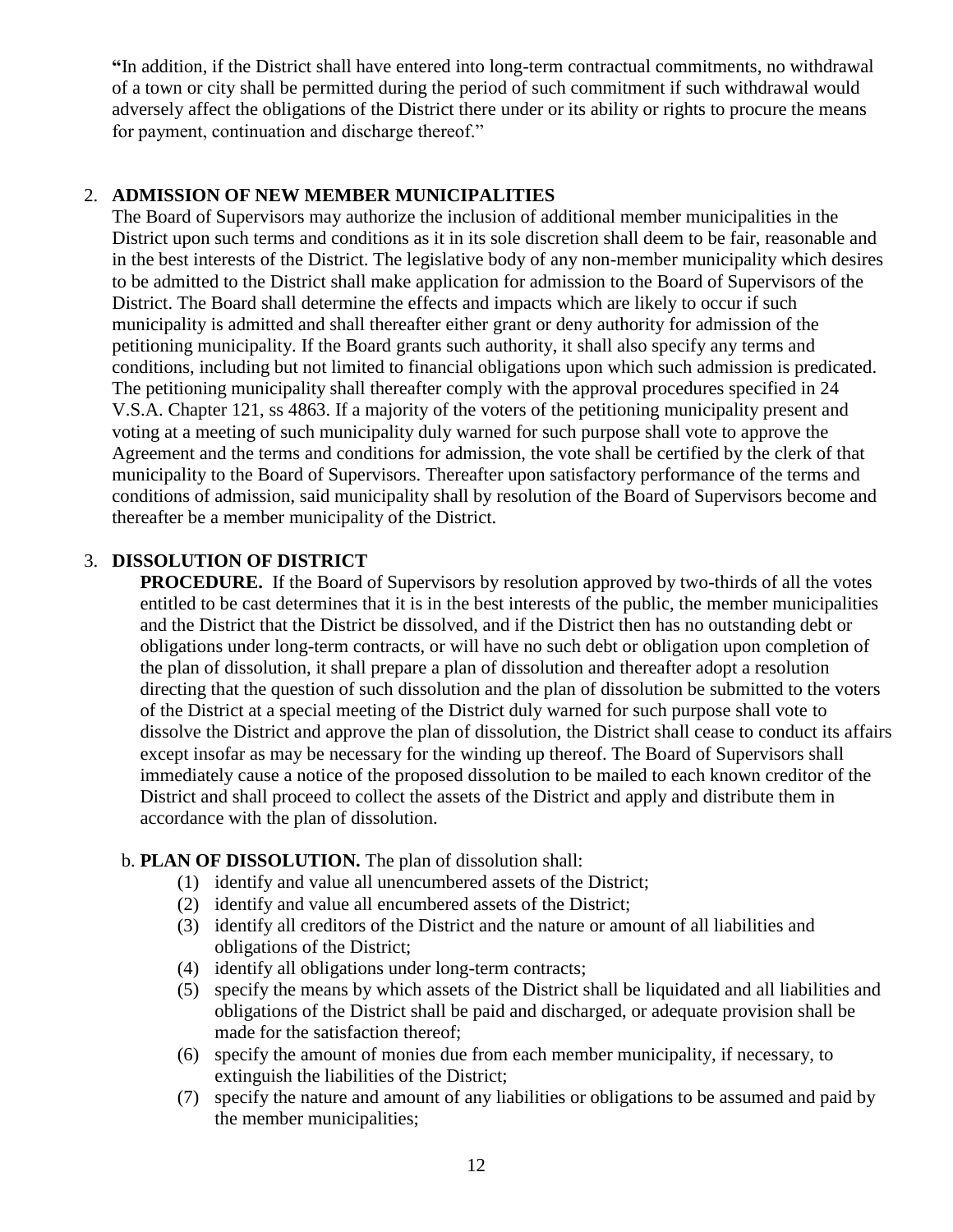"In addition, if the District shall have entered into long-term contractual commitments, no withdrawal of a town or city shall be permitted during the period of such commitment if such withdrawal would adversely affect the obligations of the District there under or its ability or rights to procure the means for payment, continuation and discharge thereof."

2. **ADMISSION OF NEW MEMBER MUNICIPALITIES**

   The Board of Supervisors may authorize the inclusion of additional member municipalities in the District upon such terms and conditions as it in its sole discretion shall deem to be fair, reasonable and in the best interests of the District. The legislative body of any non-member municipality which desires to be admitted to the District shall make application for admission to the Board of Supervisors of the District. The Board shall determine the effects and impacts which are likely to occur if such municipality is admitted and shall thereafter either grant or deny authority for admission of the petitioning municipality. If the Board grants such authority, it shall also specify any terms and conditions, including but not limited to financial obligations upon which such admission is predicated. The petitioning municipality shall thereafter comply with the approval procedures specified in 24 V.S.A. Chapter 121, ss 4863. If a majority of the voters of the petitioning municipality present and voting at a meeting of such municipality duly warned for such purpose shall vote to approve the Agreement and the terms and conditions for admission, the vote shall be certified by the clerk of that municipality to the Board of Supervisors. Thereafter upon satisfactory performance of the terms and conditions of admission, said municipality shall by resolution of the Board of Supervisors become and thereafter be a member municipality of the District.

3. **DISSOLUTION OF DISTRICT**

   **PROCEDURE.** If the Board of Supervisors by resolution approved by two-thirds of all the votes entitled to be cast determines that it is in the best interests of the public, the member municipalities and the District that the District be dissolved, and if the District then has no outstanding debt or obligations under long-term contracts, or will have no such debt or obligation upon completion of the plan of dissolution, it shall prepare a plan of dissolution and thereafter adopt a resolution directing that the question of such dissolution and the plan of dissolution be submitted to the voters of the District at a special meeting of the District duly warned for such purpose shall vote to dissolve the District and approve the plan of dissolution, the District shall cease to conduct its affairs except insofar as may be necessary for the winding up thereof. The Board of Supervisors shall immediately cause a notice of the proposed dissolution to be mailed to each known creditor of the District and shall proceed to collect the assets of the District and apply and distribute them in accordance with the plan of dissolution.

   b. **PLAN OF DISSOLUTION.** The plan of dissolution shall:

      (1) identify and value all unencumbered assets of the District;
      (2) identify and value all encumbered assets of the District;
      (3) identify all creditors of the District and the nature or amount of all liabilities and obligations of the District;
      (4) identify all obligations under long-term contracts;
      (5) specify the means by which assets of the District shall be liquidated and all liabilities and obligations of the District shall be paid and discharged, or adequate provision shall be made for the satisfaction thereof;
      (6) specify the amount of monies due from each member municipality, if necessary, to extinguish the liabilities of the District;
      (7) specify the nature and amount of any liabilities or obligations to be assumed and paid by the member municipalities;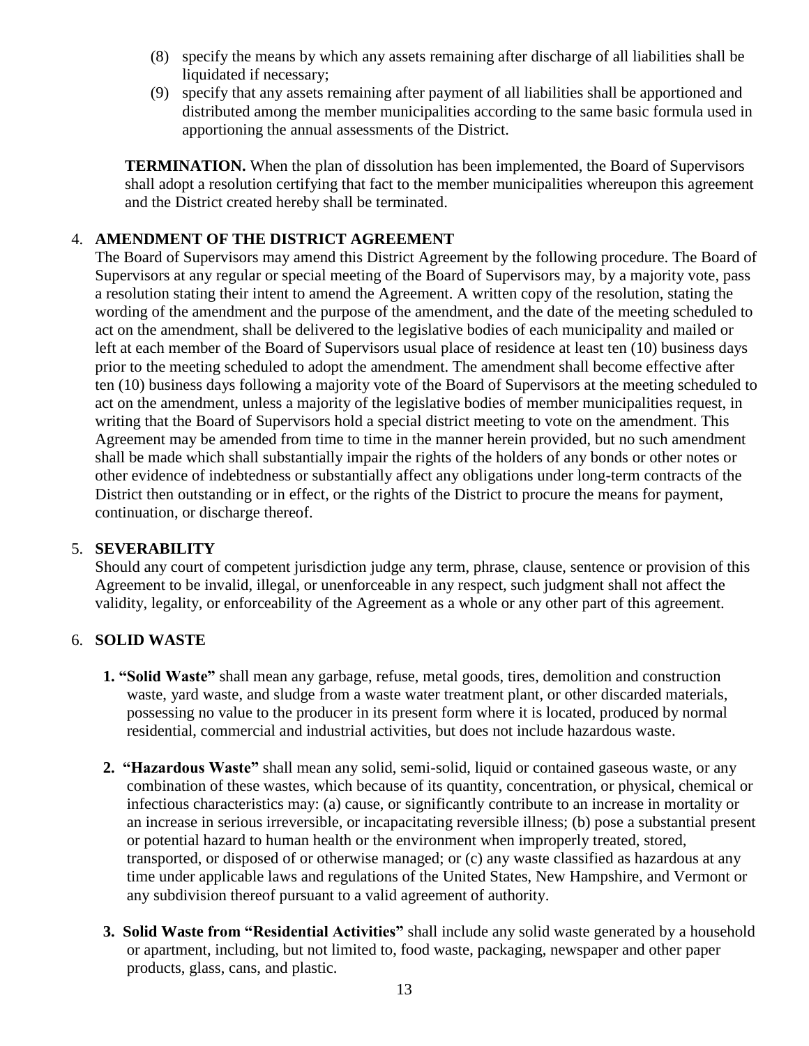(8) specify the means by which any assets remaining after discharge of all liabilities shall be liquidated if necessary;

(9) specify that any assets remaining after payment of all liabilities shall be apportioned and distributed among the member municipalities according to the same basic formula used in apportioning the annual assessments of the District.

**TERMINATION.** When the plan of dissolution has been implemented, the Board of Supervisors shall adopt a resolution certifying that fact to the member municipalities whereupon this agreement and the District created hereby shall be terminated.

## 4. AMENDMENT OF THE DISTRICT AGREEMENT

The Board of Supervisors may amend this District Agreement by the following procedure. The Board of Supervisors at any regular or special meeting of the Board of Supervisors may, by a majority vote, pass a resolution stating their intent to amend the Agreement. A written copy of the resolution, stating the wording of the amendment and the purpose of the amendment, and the date of the meeting scheduled to act on the amendment, shall be delivered to the legislative bodies of each municipality and mailed or left at each member of the Board of Supervisors usual place of residence at least ten (10) business days prior to the meeting scheduled to adopt the amendment. The amendment shall become effective after ten (10) business days following a majority vote of the Board of Supervisors at the meeting scheduled to act on the amendment, unless a majority of the legislative bodies of member municipalities request, in writing that the Board of Supervisors hold a special district meeting to vote on the amendment. This Agreement may be amended from time to time in the manner herein provided, but no such amendment shall be made which shall substantially impair the rights of the holders of any bonds or other notes or other evidence of indebtedness or substantially affect any obligations under long-term contracts of the District then outstanding or in effect, or the rights of the District to procure the means for payment, continuation, or discharge thereof.

## 5. SEVERABILITY

Should any court of competent jurisdiction judge any term, phrase, clause, sentence or provision of this Agreement to be invalid, illegal, or unenforceable in any respect, such judgment shall not affect the validity, legality, or enforceability of the Agreement as a whole or any other part of this agreement.

## 6. SOLID WASTE

**1. "Solid Waste"** shall mean any garbage, refuse, metal goods, tires, demolition and construction waste, yard waste, and sludge from a waste water treatment plant, or other discarded materials, possessing no value to the producer in its present form where it is located, produced by normal residential, commercial and industrial activities, but does not include hazardous waste.

**2. "Hazardous Waste"** shall mean any solid, semi-solid, liquid or contained gaseous waste, or any combination of these wastes, which because of its quantity, concentration, or physical, chemical or infectious characteristics may: (a) cause, or significantly contribute to an increase in mortality or an increase in serious irreversible, or incapacitating reversible illness; (b) pose a substantial present or potential hazard to human health or the environment when improperly treated, stored, transported, or disposed of or otherwise managed; or (c) any waste classified as hazardous at any time under applicable laws and regulations of the United States, New Hampshire, and Vermont or any subdivision thereof pursuant to a valid agreement of authority.

**3. Solid Waste from "Residential Activities"** shall include any solid waste generated by a household or apartment, including, but not limited to, food waste, packaging, newspaper and other paper products, glass, cans, and plastic.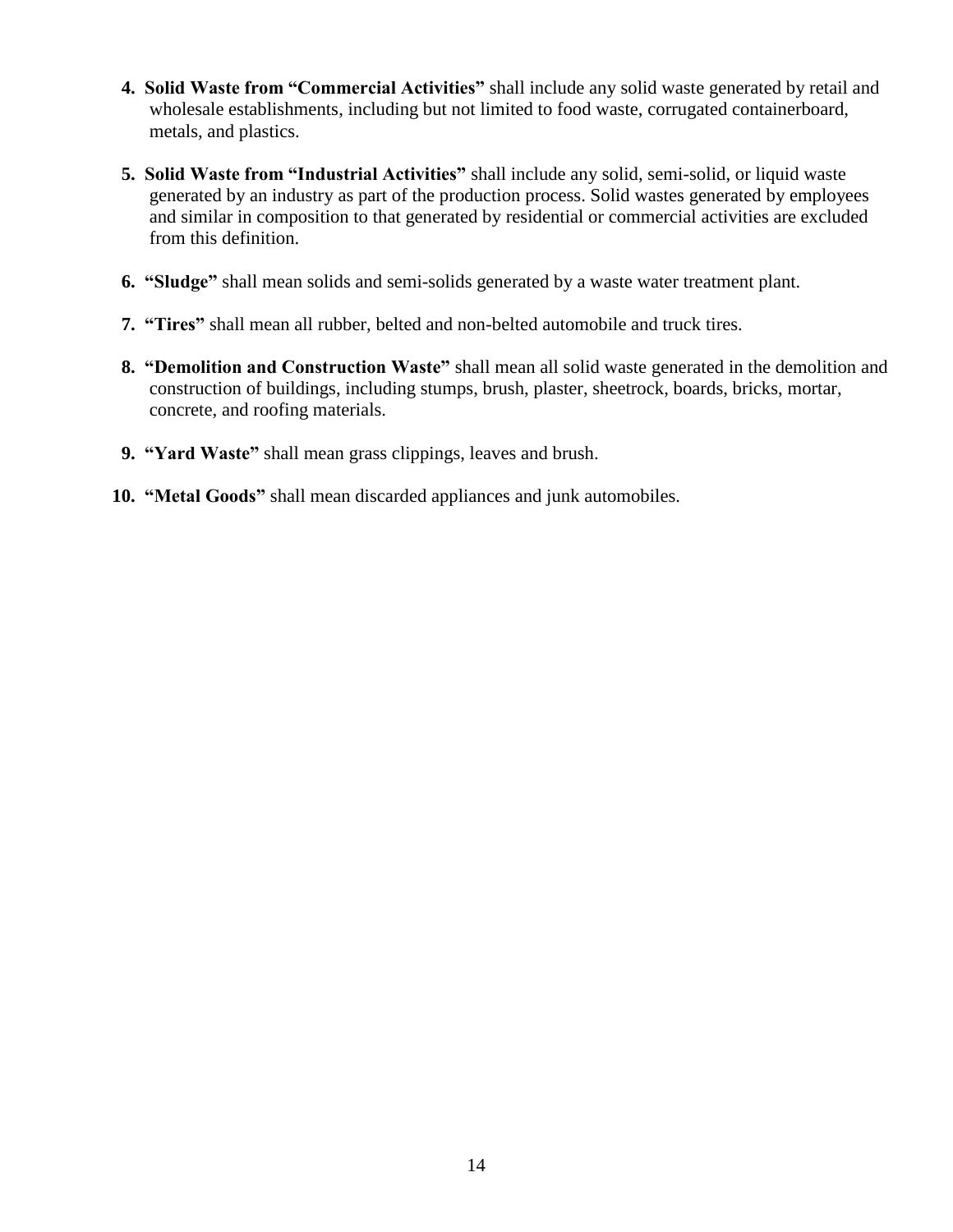4. **Solid Waste from "Commercial Activities"** shall include any solid waste generated by retail and wholesale establishments, including but not limited to food waste, corrugated containerboard, metals, and plastics.

5. **Solid Waste from "Industrial Activities"** shall include any solid, semi-solid, or liquid waste generated by an industry as part of the production process. Solid wastes generated by employees and similar in composition to that generated by residential or commercial activities are excluded from this definition.

6. **"Sludge"** shall mean solids and semi-solids generated by a waste water treatment plant.

7. **"Tires"** shall mean all rubber, belted and non-belted automobile and truck tires.

8. **"Demolition and Construction Waste"** shall mean all solid waste generated in the demolition and construction of buildings, including stumps, brush, plaster, sheetrock, boards, bricks, mortar, concrete, and roofing materials.

9. **"Yard Waste"** shall mean grass clippings, leaves and brush.

10. **"Metal Goods"** shall mean discarded appliances and junk automobiles.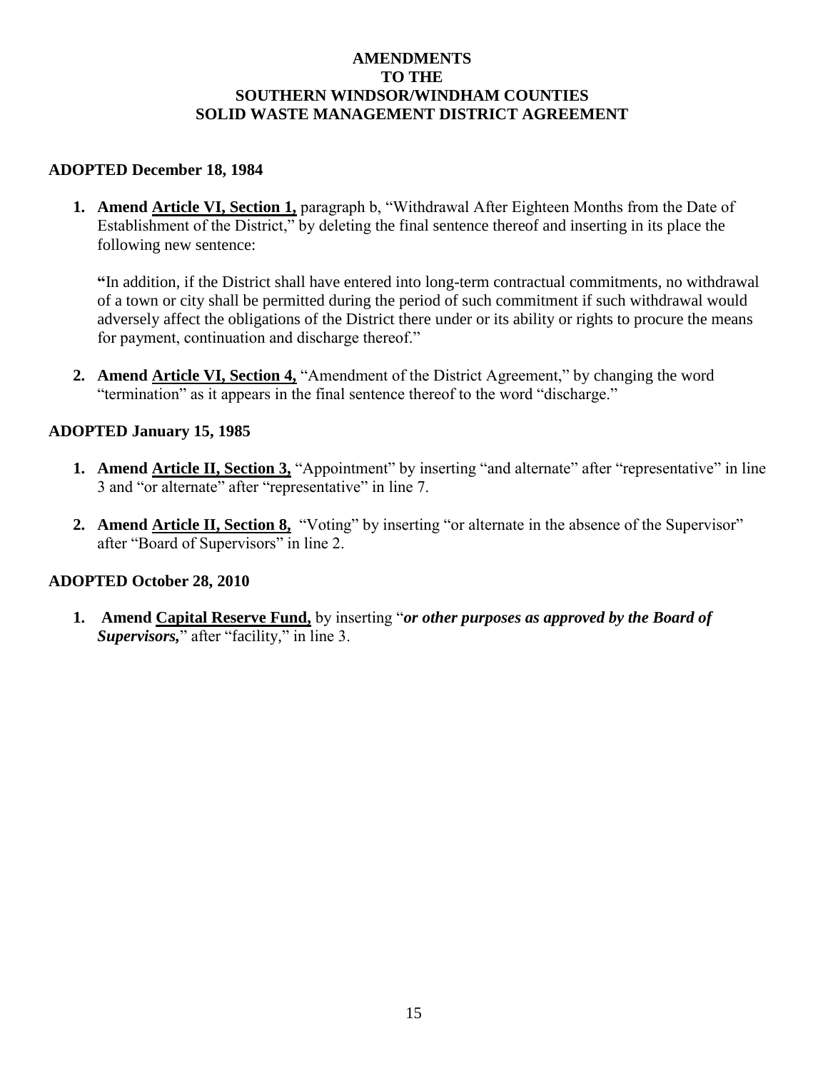# AMENDMENTS
# TO THE
# SOUTHERN WINDSOR/WINDHAM COUNTIES
# SOLID WASTE MANAGEMENT DISTRICT AGREEMENT

## ADOPTED December 18, 1984

1. **Amend Article VI, Section 1,** paragraph b, "Withdrawal After Eighteen Months from the Date of Establishment of the District," by deleting the final sentence thereof and inserting in its place the following new sentence:

   **"**In addition, if the District shall have entered into long-term contractual commitments, no withdrawal of a town or city shall be permitted during the period of such commitment if such withdrawal would adversely affect the obligations of the District there under or its ability or rights to procure the means for payment, continuation and discharge thereof."

2. **Amend Article VI, Section 4,** "Amendment of the District Agreement," by changing the word "termination" as it appears in the final sentence thereof to the word "discharge."

## ADOPTED January 15, 1985

1. **Amend Article II, Section 3,** "Appointment" by inserting "and alternate" after "representative" in line 3 and "or alternate" after "representative" in line 7.

2. **Amend Article II, Section 8,** "Voting" by inserting "or alternate in the absence of the Supervisor" after "Board of Supervisors" in line 2.

## ADOPTED October 28, 2010

1. **Amend Capital Reserve Fund,** by inserting "***or other purposes as approved by the Board of Supervisors,***" after "facility," in line 3.